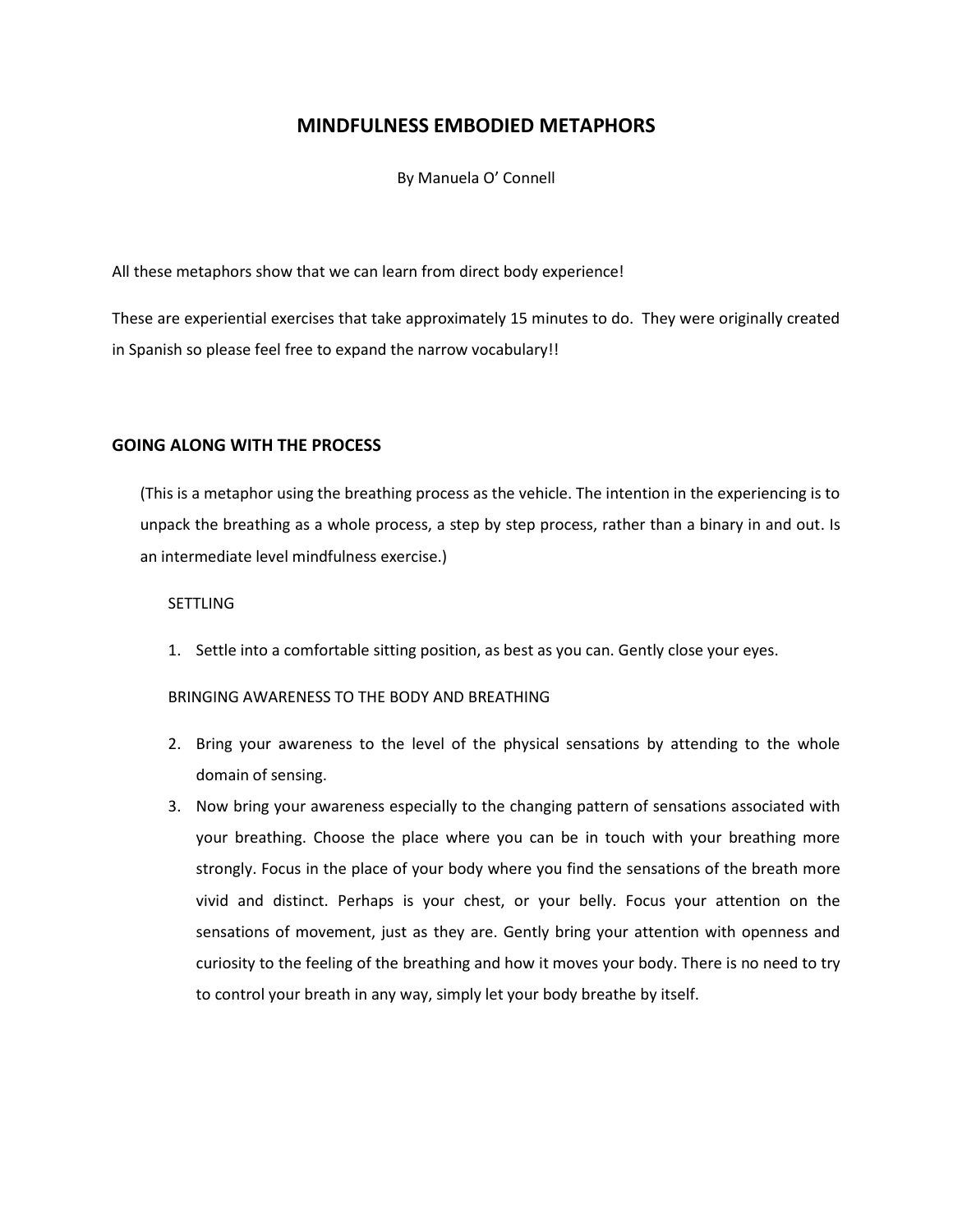# MINDFULNESS EMBODIED METAPHORS

By Manuela O' Connell

All these metaphors show that we can learn from direct body experience!

These are experiential exercises that take approximately 15 minutes to do. They were originally created in Spanish so please feel free to expand the narrow vocabulary!!

## GOING ALONG WITH THE PROCESS

(This is a metaphor using the breathing process as the vehicle. The intention in the experiencing is to unpack the breathing as a whole process, a step by step process, rather than a binary in and out. Is an intermediate level mindfulness exercise.)

SETTLING

1. Settle into a comfortable sitting position, as best as you can. Gently close your eyes.

BRINGING AWARENESS TO THE BODY AND BREATHING

2. Bring your awareness to the level of the physical sensations by attending to the whole domain of sensing.
3. Now bring your awareness especially to the changing pattern of sensations associated with your breathing. Choose the place where you can be in touch with your breathing more strongly. Focus in the place of your body where you find the sensations of the breath more vivid and distinct. Perhaps is your chest, or your belly. Focus your attention on the sensations of movement, just as they are. Gently bring your attention with openness and curiosity to the feeling of the breathing and how it moves your body. There is no need to try to control your breath in any way, simply let your body breathe by itself.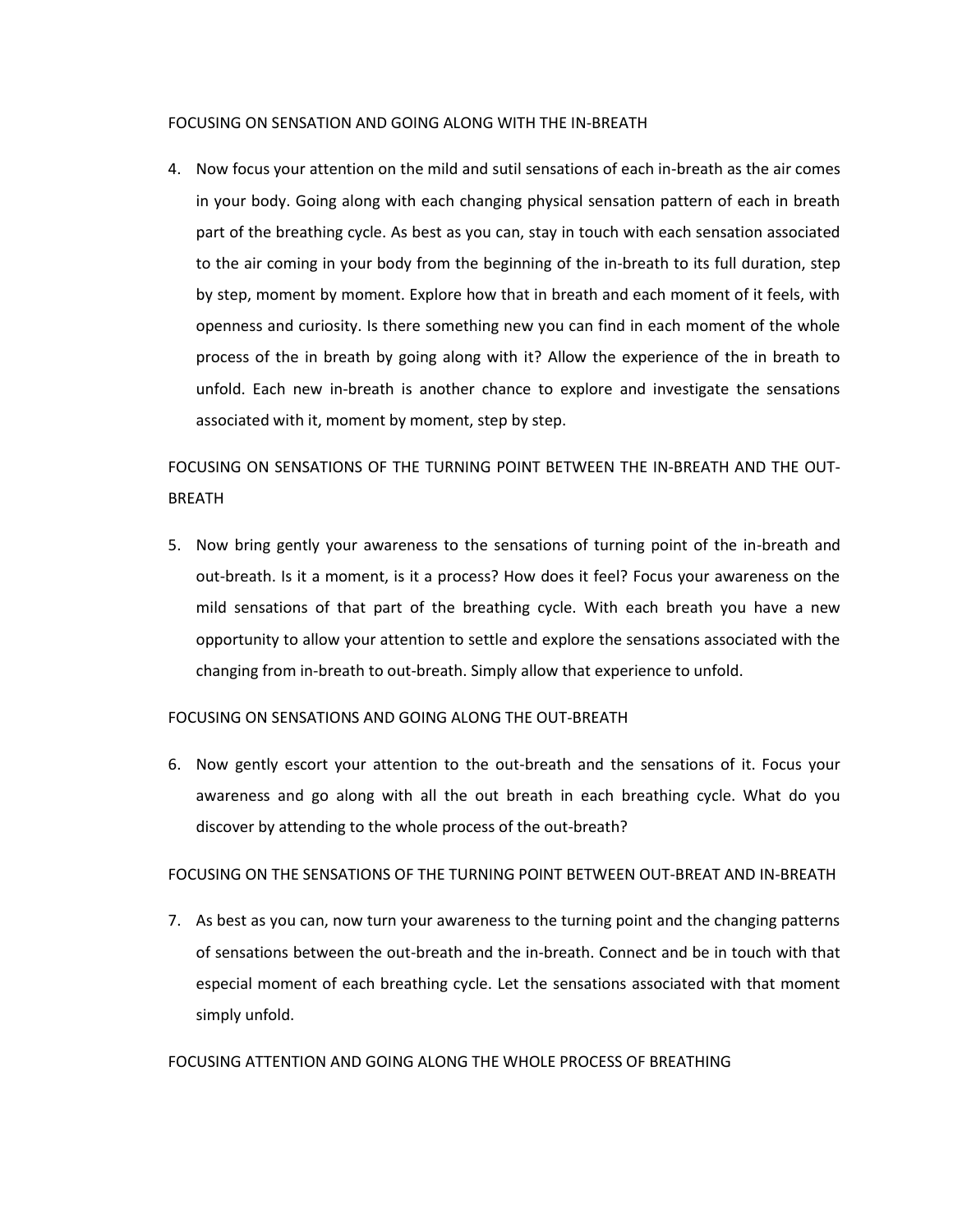FOCUSING ON SENSATION AND GOING ALONG WITH THE IN-BREATH

4. Now focus your attention on the mild and sutil sensations of each in-breath as the air comes in your body. Going along with each changing physical sensation pattern of each in breath part of the breathing cycle. As best as you can, stay in touch with each sensation associated to the air coming in your body from the beginning of the in-breath to its full duration, step by step, moment by moment. Explore how that in breath and each moment of it feels, with openness and curiosity. Is there something new you can find in each moment of the whole process of the in breath by going along with it? Allow the experience of the in breath to unfold. Each new in-breath is another chance to explore and investigate the sensations associated with it, moment by moment, step by step.

FOCUSING ON SENSATIONS OF THE TURNING POINT BETWEEN THE IN-BREATH AND THE OUT-BREATH

5. Now bring gently your awareness to the sensations of turning point of the in-breath and out-breath. Is it a moment, is it a process? How does it feel? Focus your awareness on the mild sensations of that part of the breathing cycle. With each breath you have a new opportunity to allow your attention to settle and explore the sensations associated with the changing from in-breath to out-breath. Simply allow that experience to unfold.

FOCUSING ON SENSATIONS AND GOING ALONG THE OUT-BREATH

6. Now gently escort your attention to the out-breath and the sensations of it. Focus your awareness and go along with all the out breath in each breathing cycle. What do you discover by attending to the whole process of the out-breath?

FOCUSING ON THE SENSATIONS OF THE TURNING POINT BETWEEN OUT-BREAT AND IN-BREATH

7. As best as you can, now turn your awareness to the turning point and the changing patterns of sensations between the out-breath and the in-breath. Connect and be in touch with that especial moment of each breathing cycle. Let the sensations associated with that moment simply unfold.

FOCUSING ATTENTION AND GOING ALONG THE WHOLE PROCESS OF BREATHING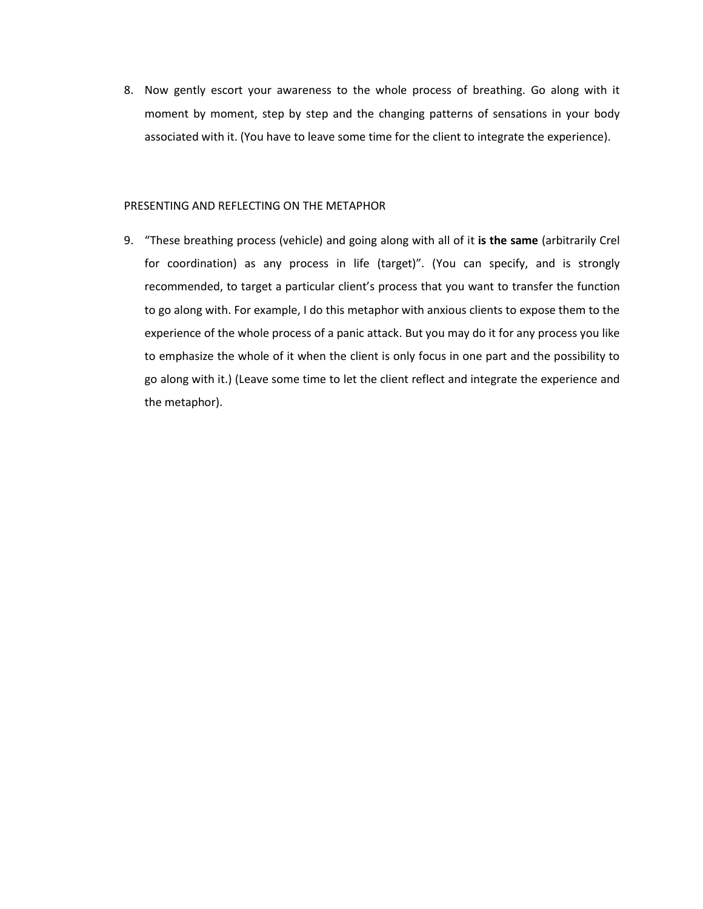8. Now gently escort your awareness to the whole process of breathing. Go along with it moment by moment, step by step and the changing patterns of sensations in your body associated with it. (You have to leave some time for the client to integrate the experience).

PRESENTING AND REFLECTING ON THE METAPHOR

9. "These breathing process (vehicle) and going along with all of it **is the same** (arbitrarily Crel for coordination) as any process in life (target)". (You can specify, and is strongly recommended, to target a particular client's process that you want to transfer the function to go along with. For example, I do this metaphor with anxious clients to expose them to the experience of the whole process of a panic attack. But you may do it for any process you like to emphasize the whole of it when the client is only focus in one part and the possibility to go along with it.) (Leave some time to let the client reflect and integrate the experience and the metaphor).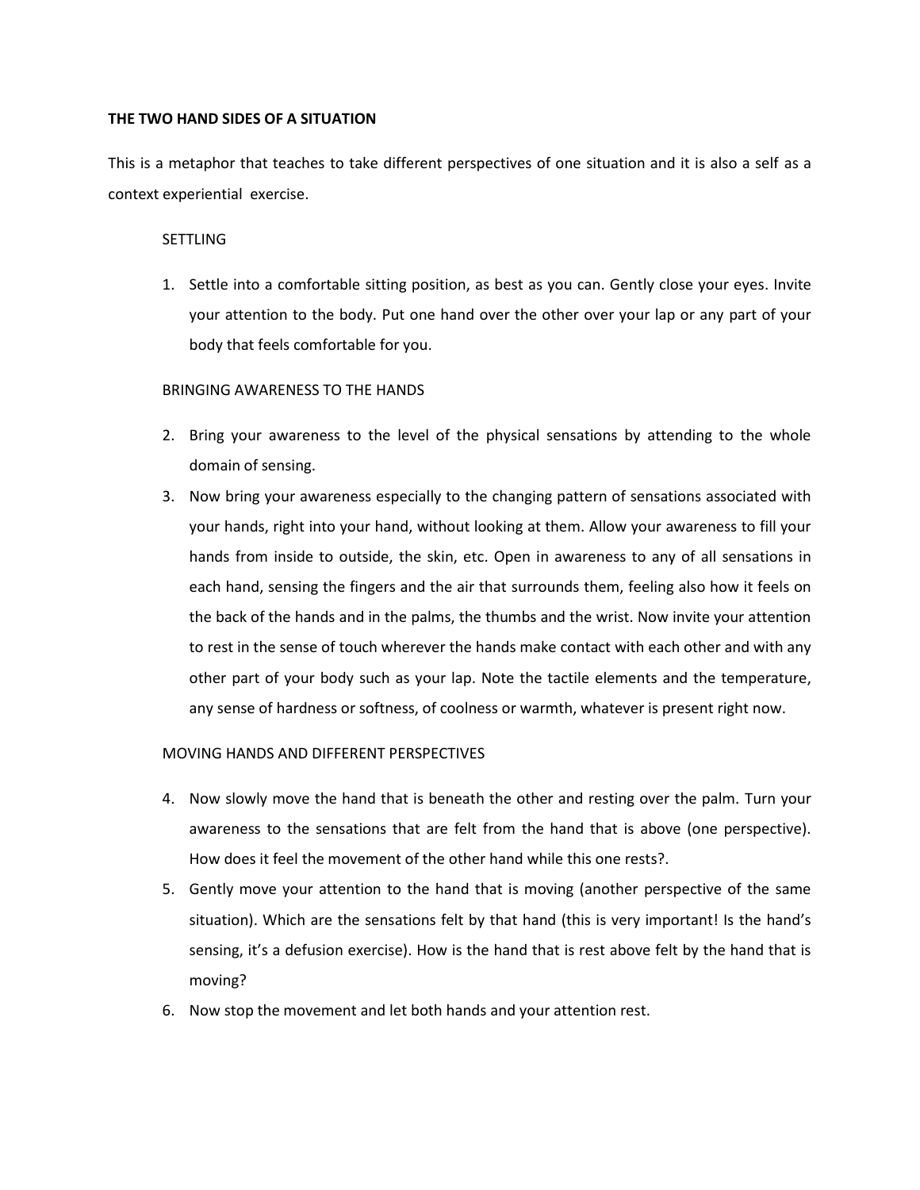**THE TWO HAND SIDES OF A SITUATION**

This is a metaphor that teaches to take different perspectives of one situation and it is also a self as a context experiential exercise.

SETTLING

1. Settle into a comfortable sitting position, as best as you can. Gently close your eyes. Invite your attention to the body. Put one hand over the other over your lap or any part of your body that feels comfortable for you.

BRINGING AWARENESS TO THE HANDS

2. Bring your awareness to the level of the physical sensations by attending to the whole domain of sensing.
3. Now bring your awareness especially to the changing pattern of sensations associated with your hands, right into your hand, without looking at them. Allow your awareness to fill your hands from inside to outside, the skin, etc. Open in awareness to any of all sensations in each hand, sensing the fingers and the air that surrounds them, feeling also how it feels on the back of the hands and in the palms, the thumbs and the wrist. Now invite your attention to rest in the sense of touch wherever the hands make contact with each other and with any other part of your body such as your lap. Note the tactile elements and the temperature, any sense of hardness or softness, of coolness or warmth, whatever is present right now.

MOVING HANDS AND DIFFERENT PERSPECTIVES

4. Now slowly move the hand that is beneath the other and resting over the palm. Turn your awareness to the sensations that are felt from the hand that is above (one perspective). How does it feel the movement of the other hand while this one rests?.
5. Gently move your attention to the hand that is moving (another perspective of the same situation). Which are the sensations felt by that hand (this is very important! Is the hand's sensing, it's a defusion exercise). How is the hand that is rest above felt by the hand that is moving?
6. Now stop the movement and let both hands and your attention rest.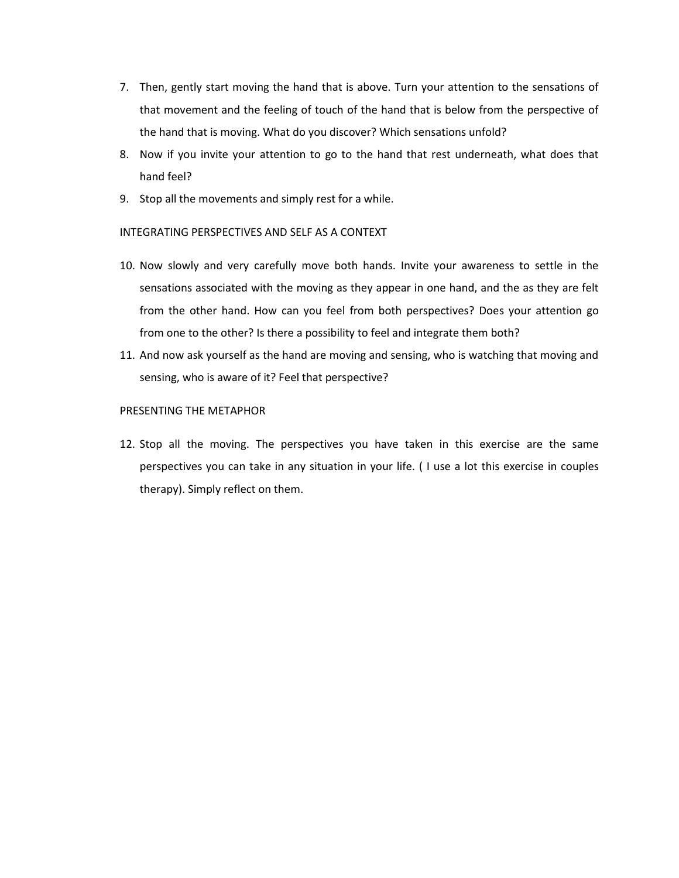7. Then, gently start moving the hand that is above. Turn your attention to the sensations of that movement and the feeling of touch of the hand that is below from the perspective of the hand that is moving. What do you discover? Which sensations unfold?
8. Now if you invite your attention to go to the hand that rest underneath, what does that hand feel?
9. Stop all the movements and simply rest for a while.

INTEGRATING PERSPECTIVES AND SELF AS A CONTEXT

10. Now slowly and very carefully move both hands. Invite your awareness to settle in the sensations associated with the moving as they appear in one hand, and the as they are felt from the other hand. How can you feel from both perspectives? Does your attention go from one to the other? Is there a possibility to feel and integrate them both?
11. And now ask yourself as the hand are moving and sensing, who is watching that moving and sensing, who is aware of it? Feel that perspective?

PRESENTING THE METAPHOR

12. Stop all the moving. The perspectives you have taken in this exercise are the same perspectives you can take in any situation in your life. ( I use a lot this exercise in couples therapy). Simply reflect on them.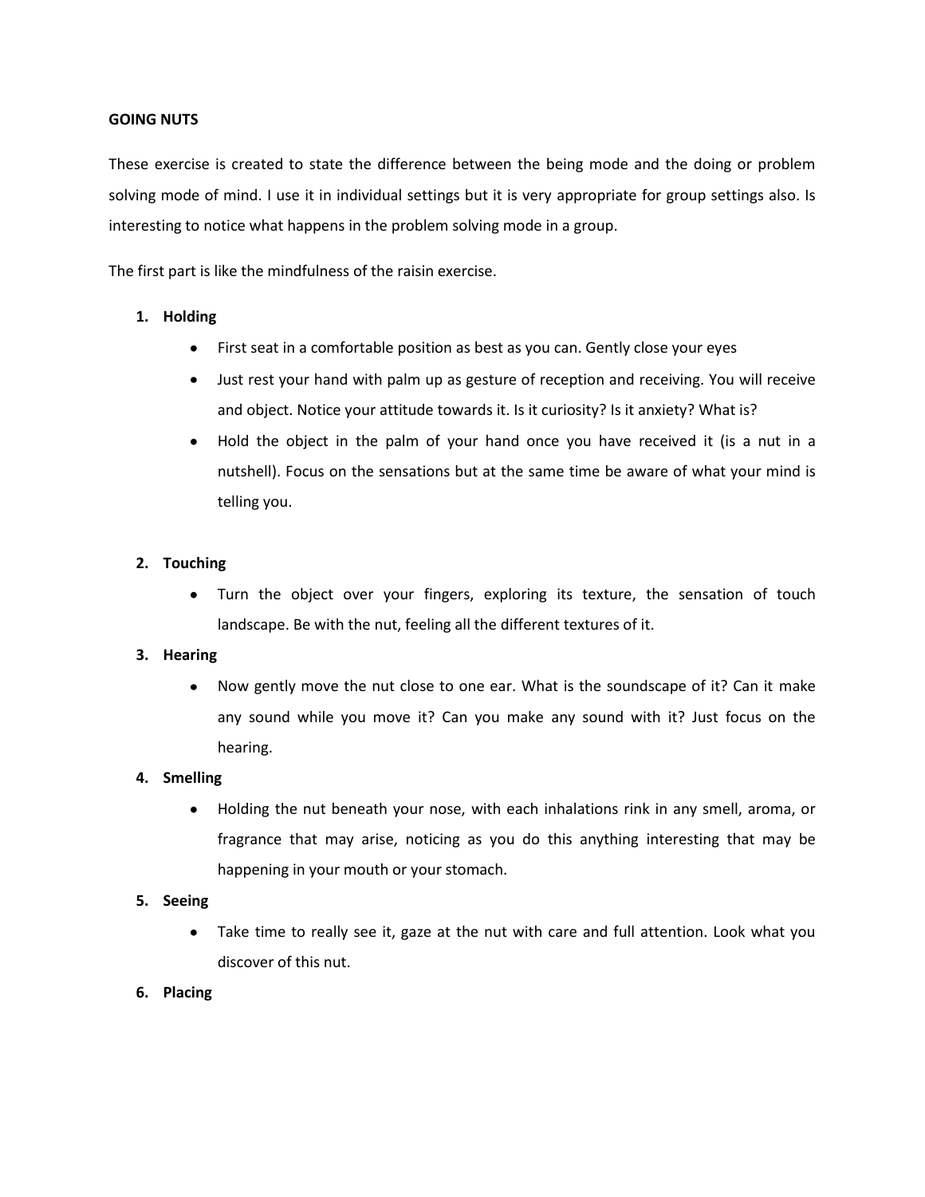**GOING NUTS**

These exercise is created to state the difference between the being mode and the doing or problem solving mode of mind. I use it in individual settings but it is very appropriate for group settings also. Is interesting to notice what happens in the problem solving mode in a group.

The first part is like the mindfulness of the raisin exercise.

1. **Holding**
   - First seat in a comfortable position as best as you can. Gently close your eyes
   - Just rest your hand with palm up as gesture of reception and receiving. You will receive and object. Notice your attitude towards it. Is it curiosity? Is it anxiety? What is?
   - Hold the object in the palm of your hand once you have received it (is a nut in a nutshell). Focus on the sensations but at the same time be aware of what your mind is telling you.

2. **Touching**
   - Turn the object over your fingers, exploring its texture, the sensation of touch landscape. Be with the nut, feeling all the different textures of it.

3. **Hearing**
   - Now gently move the nut close to one ear. What is the soundscape of it? Can it make any sound while you move it? Can you make any sound with it? Just focus on the hearing.

4. **Smelling**
   - Holding the nut beneath your nose, with each inhalations rink in any smell, aroma, or fragrance that may arise, noticing as you do this anything interesting that may be happening in your mouth or your stomach.

5. **Seeing**
   - Take time to really see it, gaze at the nut with care and full attention. Look what you discover of this nut.

6. **Placing**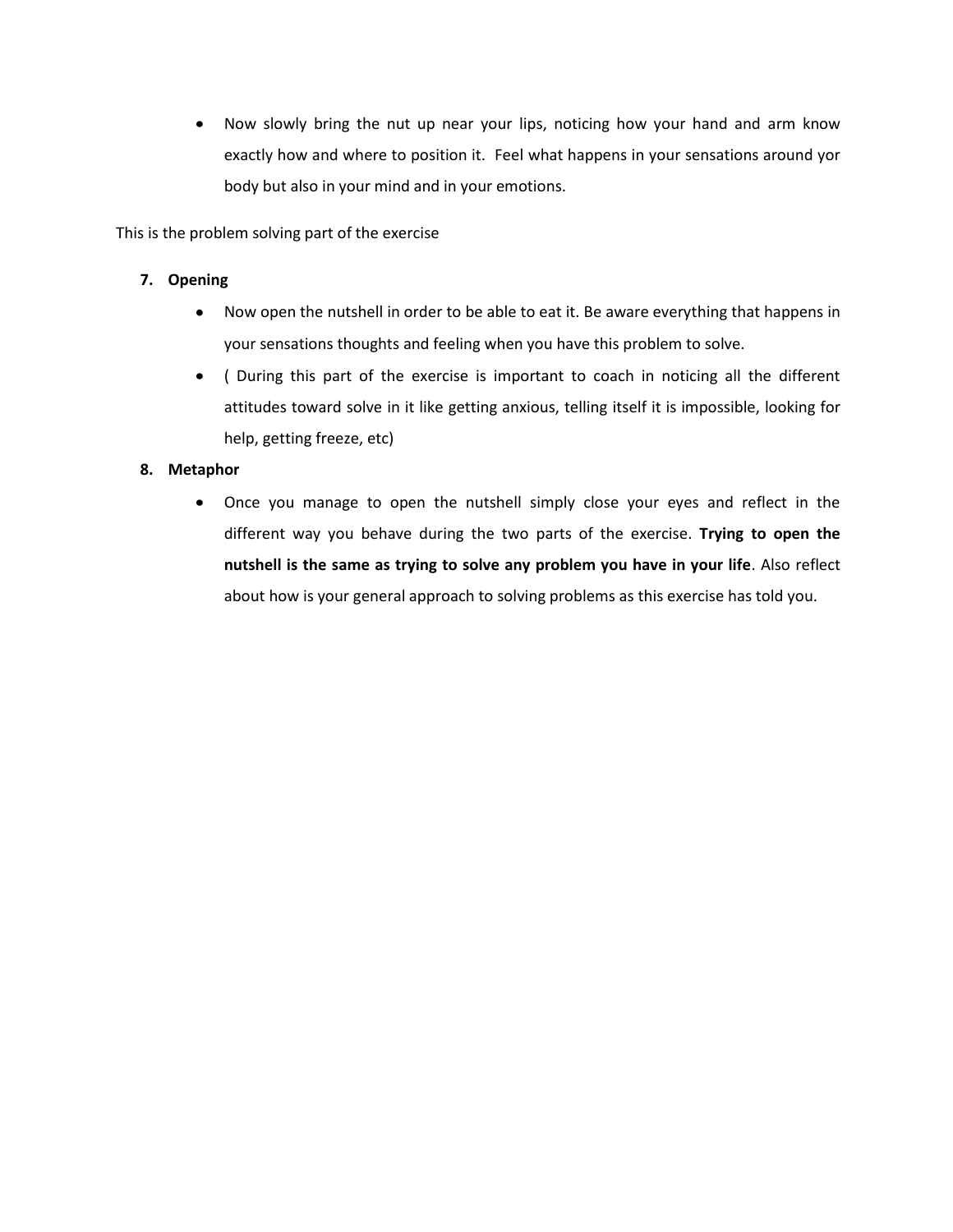- Now slowly bring the nut up near your lips, noticing how your hand and arm know exactly how and where to position it. Feel what happens in your sensations around yor body but also in your mind and in your emotions.

This is the problem solving part of the exercise

7. **Opening**
   - Now open the nutshell in order to be able to eat it. Be aware everything that happens in your sensations thoughts and feeling when you have this problem to solve.
   - ( During this part of the exercise is important to coach in noticing all the different attitudes toward solve in it like getting anxious, telling itself it is impossible, looking for help, getting freeze, etc)
8. **Metaphor**
   - Once you manage to open the nutshell simply close your eyes and reflect in the different way you behave during the two parts of the exercise. **Trying to open the nutshell is the same as trying to solve any problem you have in your life**. Also reflect about how is your general approach to solving problems as this exercise has told you.